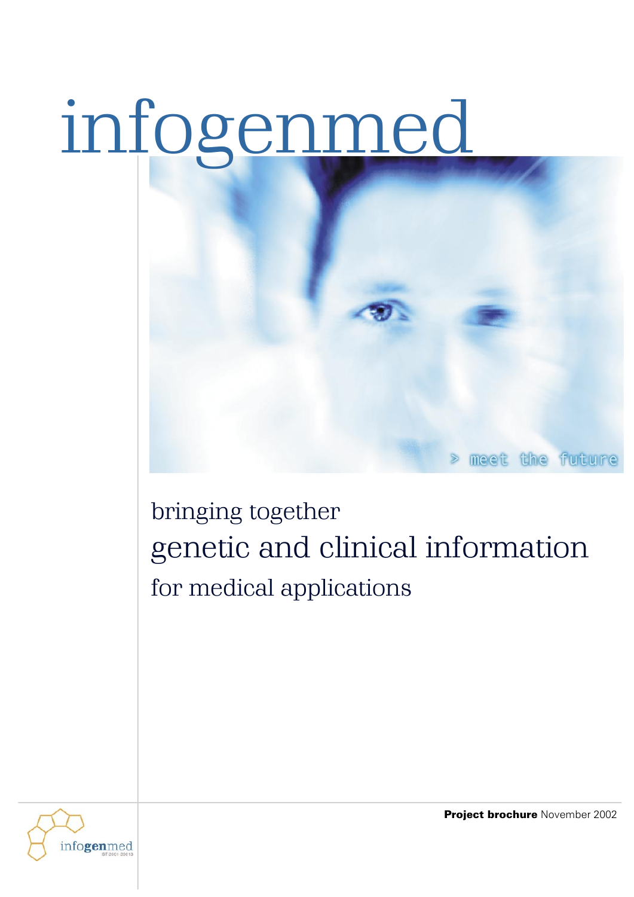# infogenmed

> meet the future

bringing together

## genetic and clinical information

for medical applications

infogenmed IST-2001-39013

**Project brochure** November 2002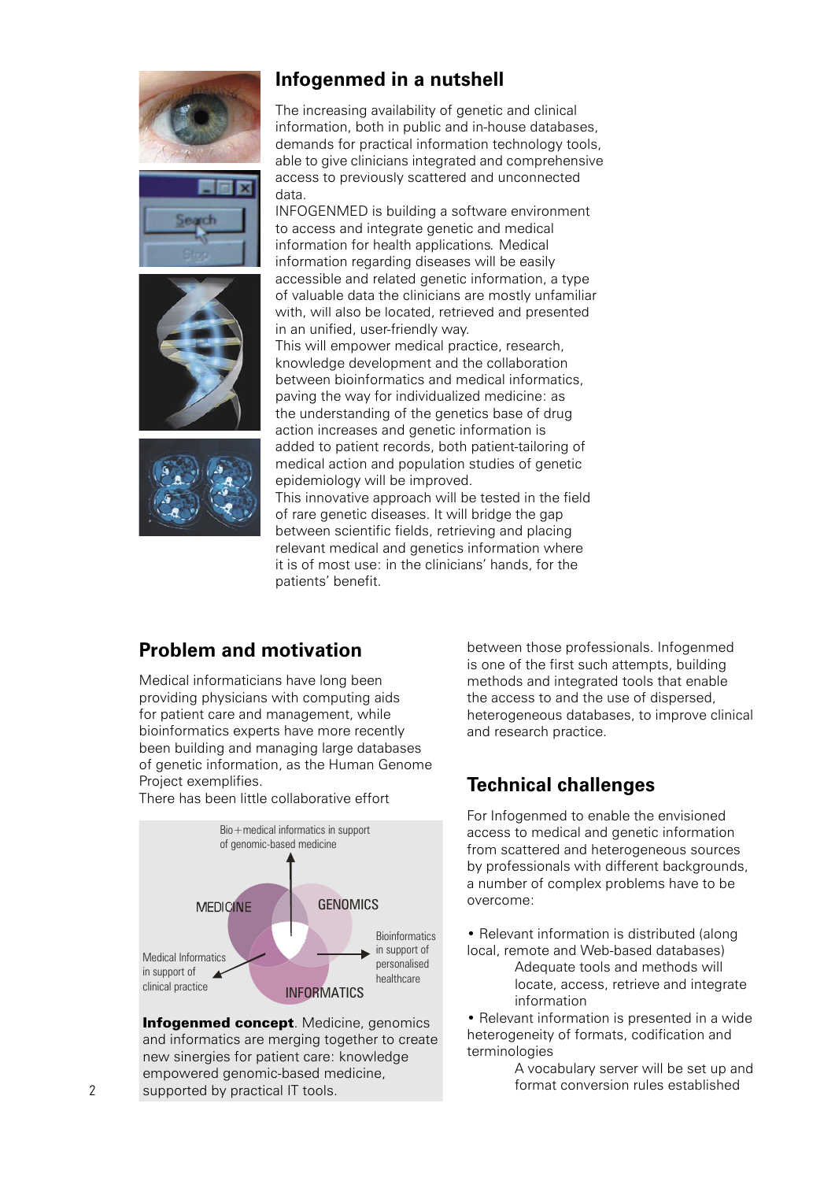## Infogenmed in a nutshell

The increasing availability of genetic and clinical information, both in public and in-house databases, demands for practical information technology tools, able to give clinicians integrated and comprehensive access to previously scattered and unconnected data.

INFOGENMED is building a software environment to access and integrate genetic and medical information for health applications. Medical information regarding diseases will be easily accessible and related genetic information, a type of valuable data the clinicians are mostly unfamiliar with, will also be located, retrieved and presented in an unified, user-friendly way.

This will empower medical practice, research, knowledge development and the collaboration between bioinformatics and medical informatics, paving the way for individualized medicine: as the understanding of the genetics base of drug action increases and genetic information is added to patient records, both patient-tailoring of medical action and population studies of genetic epidemiology will be improved.

This innovative approach will be tested in the field of rare genetic diseases. It will bridge the gap between scientific fields, retrieving and placing relevant medical and genetics information where it is of most use: in the clinicians' hands, for the patients' benefit.

## Problem and motivation

Medical informaticians have long been providing physicians with computing aids for patient care and management, while bioinformatics experts have more recently been building and managing large databases of genetic information, as the Human Genome Project exemplifies.

There has been little collaborative effort between those professionals. Infogenmed is one of the first such attempts, building methods and integrated tools that enable the access to and the use of dispersed, heterogeneous databases, to improve clinical and research practice.

Bio+medical informatics in support of genomic-based medicine

MEDICINE

GENOMICS

INFORMATICS

Medical Informatics in support of clinical practice

Bioinformatics in support of personalised healthcare

**Infogenmed concept**. Medicine, genomics and informatics are merging together to create new sinergies for patient care: knowledge empowered genomic-based medicine, supported by practical IT tools.

## Technical challenges

For Infogenmed to enable the envisioned access to medical and genetic information from scattered and heterogeneous sources by professionals with different backgrounds, a number of complex problems have to be overcome:

- Relevant information is distributed (along local, remote and Web-based databases)

  Adequate tools and methods will locate, access, retrieve and integrate information

- Relevant information is presented in a wide heterogeneity of formats, codification and terminologies

  A vocabulary server will be set up and format conversion rules established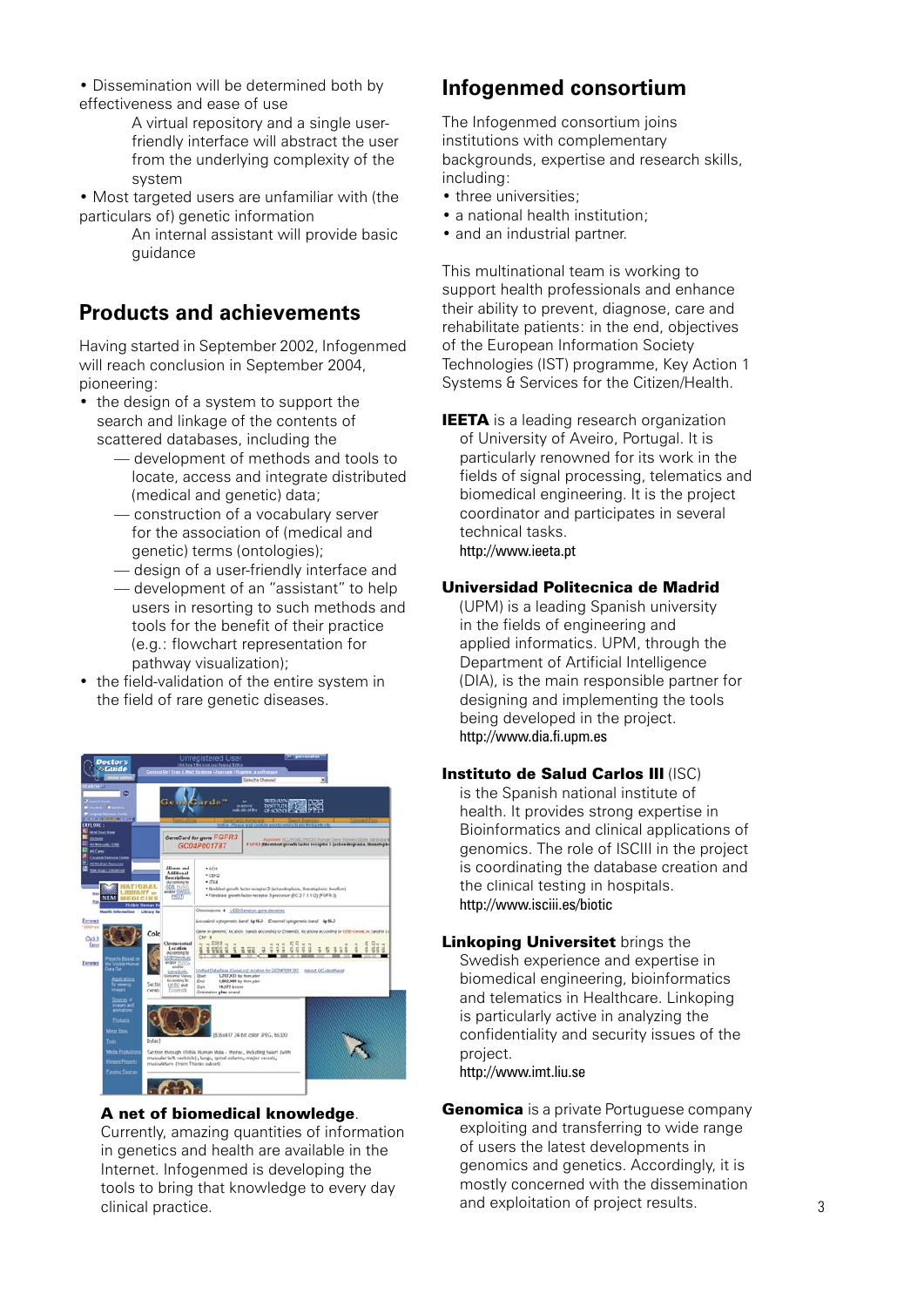- Dissemination will be determined both by effectiveness and ease of use

  A virtual repository and a single user-friendly interface will abstract the user from the underlying complexity of the system
- Most targeted users are unfamiliar with (the particulars of) genetic information

  An internal assistant will provide basic guidance

## Products and achievements

Having started in September 2002, Infogenmed will reach conclusion in September 2004, pioneering:

- the design of a system to support the search and linkage of the contents of scattered databases, including the
  - — development of methods and tools to locate, access and integrate distributed (medical and genetic) data;
  - — construction of a vocabulary server for the association of (medical and genetic) terms (ontologies);
  - — design of a user-friendly interface and
  - — development of an "assistant" to help users in resorting to such methods and tools for the benefit of their practice (e.g.: flowchart representation for pathway visualization);
- the field-validation of the entire system in the field of rare genetic diseases.

**A net of biomedical knowledge**. Currently, amazing quantities of information in genetics and health are available in the Internet. Infogenmed is developing the tools to bring that knowledge to every day clinical practice.

## Infogenmed consortium

The Infogenmed consortium joins institutions with complementary backgrounds, expertise and research skills, including:

- three universities;
- a national health institution;
- and an industrial partner.

This multinational team is working to support health professionals and enhance their ability to prevent, diagnose, care and rehabilitate patients: in the end, objectives of the European Information Society Technologies (IST) programme, Key Action 1 Systems & Services for the Citizen/Health.

**IEETA** is a leading research organization of University of Aveiro, Portugal. It is particularly renowned for its work in the fields of signal processing, telematics and biomedical engineering. It is the project coordinator and participates in several technical tasks.
http://www.ieeta.pt

**Universidad Politecnica de Madrid** (UPM) is a leading Spanish university in the fields of engineering and applied informatics. UPM, through the Department of Artificial Intelligence (DIA), is the main responsible partner for designing and implementing the tools being developed in the project.
http://www.dia.fi.upm.es

**Instituto de Salud Carlos III** (ISC) is the Spanish national institute of health. It provides strong expertise in Bioinformatics and clinical applications of genomics. The role of ISCIII in the project is coordinating the database creation and the clinical testing in hospitals.
http://www.isciii.es/biotic

**Linkoping Universitet** brings the Swedish experience and expertise in biomedical engineering, bioinformatics and telematics in Healthcare. Linkoping is particularly active in analyzing the confidentiality and security issues of the project.
http://www.imt.liu.se

**Genomica** is a private Portuguese company exploiting and transferring to wide range of users the latest developments in genomics and genetics. Accordingly, it is mostly concerned with the dissemination and exploitation of project results.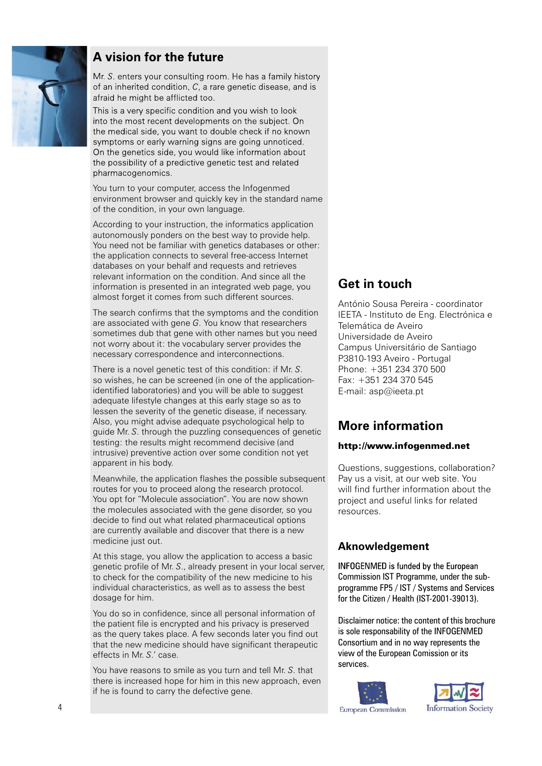## A vision for the future

Mr. *S*. enters your consulting room. He has a family history of an inherited condition, *C*, a rare genetic disease, and is afraid he might be afflicted too.

This is a very specific condition and you wish to look into the most recent developments on the subject. On the medical side, you want to double check if no known symptoms or early warning signs are going unnoticed. On the genetics side, you would like information about the possibility of a predictive genetic test and related pharmacogenomics.

You turn to your computer, access the Infogenmed environment browser and quickly key in the standard name of the condition, in your own language.

According to your instruction, the informatics application autonomously ponders on the best way to provide help. You need not be familiar with genetics databases or other: the application connects to several free-access Internet databases on your behalf and requests and retrieves relevant information on the condition. And since all the information is presented in an integrated web page, you almost forget it comes from such different sources.

The search confirms that the symptoms and the condition are associated with gene *G*. You know that researchers sometimes dub that gene with other names but you need not worry about it: the vocabulary server provides the necessary correspondence and interconnections.

There is a novel genetic test of this condition: if Mr. *S*. so wishes, he can be screened (in one of the application-identified laboratories) and you will be able to suggest adequate lifestyle changes at this early stage so as to lessen the severity of the genetic disease, if necessary. Also, you might advise adequate psychological help to guide Mr. *S*. through the puzzling consequences of genetic testing: the results might recommend decisive (and intrusive) preventive action over some condition not yet apparent in his body.

Meanwhile, the application flashes the possible subsequent routes for you to proceed along the research protocol. You opt for "Molecule association". You are now shown the molecules associated with the gene disorder, so you decide to find out what related pharmaceutical options are currently available and discover that there is a new medicine just out.

At this stage, you allow the application to access a basic genetic profile of Mr. *S*., already present in your local server, to check for the compatibility of the new medicine to his individual characteristics, as well as to assess the best dosage for him.

You do so in confidence, since all personal information of the patient file is encrypted and his privacy is preserved as the query takes place. A few seconds later you find out that the new medicine should have significant therapeutic effects in Mr. *S*.' case.

You have reasons to smile as you turn and tell Mr. *S*. that there is increased hope for him in this new approach, even if he is found to carry the defective gene.

## Get in touch

António Sousa Pereira - coordinator
IEETA - Instituto de Eng. Electrónica e Telemática de Aveiro
Universidade de Aveiro
Campus Universitário de Santiago
P3810-193 Aveiro - Portugal
Phone: +351 234 370 500
Fax: +351 234 370 545
E-mail: asp@ieeta.pt

## More information

**http://www.infogenmed.net**

Questions, suggestions, collaboration? Pay us a visit, at our web site. You will find further information about the project and useful links for related resources.

## Aknowledgement

INFOGENMED is funded by the European Commission IST Programme, under the sub-programme FP5 / IST / Systems and Services for the Citizen / Health (IST-2001-39013).

Disclaimer notice: the content of this brochure is sole responsability of the INFOGENMED Consortium and in no way represents the view of the European Comission or its services.

European Commission

Information Society